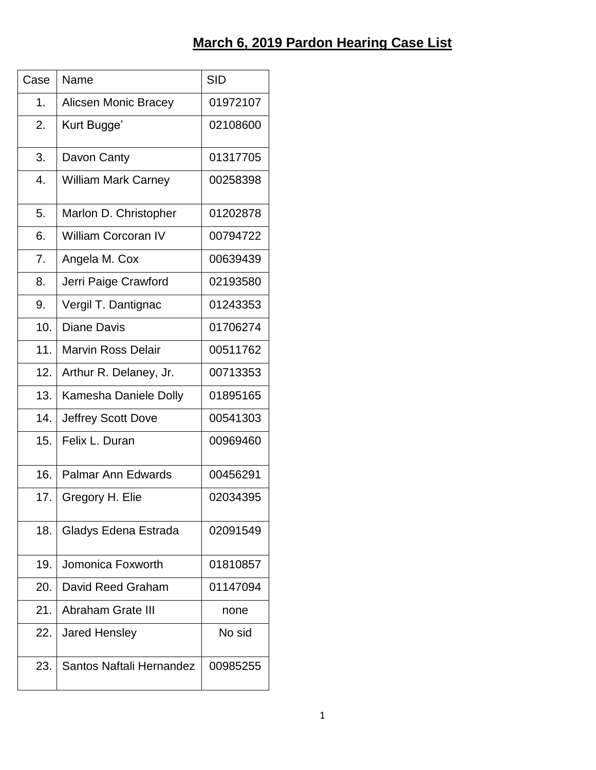# March 6, 2019 Pardon Hearing Case List

| Case | Name | SID |
|---|---|---|
| 1. | Alicsen Monic Bracey | 01972107 |
| 2. | Kurt Bugge’ | 02108600 |
| 3. | Davon Canty | 01317705 |
| 4. | William Mark Carney | 00258398 |
| 5. | Marlon D. Christopher | 01202878 |
| 6. | William Corcoran IV | 00794722 |
| 7. | Angela M. Cox | 00639439 |
| 8. | Jerri Paige Crawford | 02193580 |
| 9. | Vergil T. Dantignac | 01243353 |
| 10. | Diane Davis | 01706274 |
| 11. | Marvin Ross Delair | 00511762 |
| 12. | Arthur R. Delaney, Jr. | 00713353 |
| 13. | Kamesha Daniele Dolly | 01895165 |
| 14. | Jeffrey Scott Dove | 00541303 |
| 15. | Felix L. Duran | 00969460 |
| 16. | Palmar Ann Edwards | 00456291 |
| 17. | Gregory H. Elie | 02034395 |
| 18. | Gladys Edena Estrada | 02091549 |
| 19. | Jomonica Foxworth | 01810857 |
| 20. | David Reed Graham | 01147094 |
| 21. | Abraham Grate III | none |
| 22. | Jared Hensley | No sid |
| 23. | Santos Naftali Hernandez | 00985255 |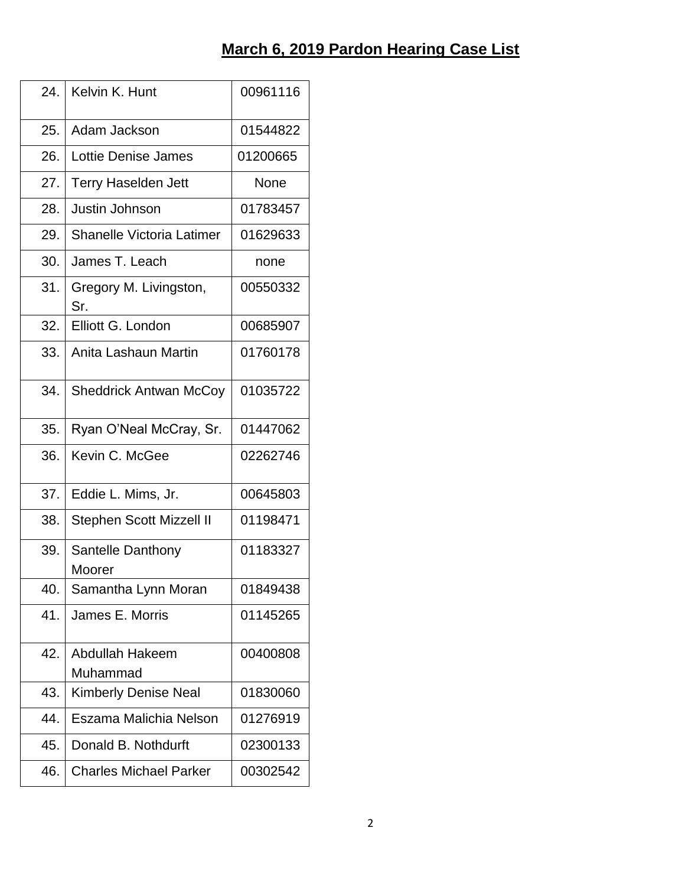## March 6, 2019 Pardon Hearing Case List

| | | |
|---|---|---|
| 24. | Kelvin K. Hunt | 00961116 |
| 25. | Adam Jackson | 01544822 |
| 26. | Lottie Denise James | 01200665 |
| 27. | Terry Haselden Jett | None |
| 28. | Justin Johnson | 01783457 |
| 29. | Shanelle Victoria Latimer | 01629633 |
| 30. | James T. Leach | none |
| 31. | Gregory M. Livingston, Sr. | 00550332 |
| 32. | Elliott G. London | 00685907 |
| 33. | Anita Lashaun Martin | 01760178 |
| 34. | Sheddrick Antwan McCoy | 01035722 |
| 35. | Ryan O'Neal McCray, Sr. | 01447062 |
| 36. | Kevin C. McGee | 02262746 |
| 37. | Eddie L. Mims, Jr. | 00645803 |
| 38. | Stephen Scott Mizzell II | 01198471 |
| 39. | Santelle Danthony Moorer | 01183327 |
| 40. | Samantha Lynn Moran | 01849438 |
| 41. | James E. Morris | 01145265 |
| 42. | Abdullah Hakeem Muhammad | 00400808 |
| 43. | Kimberly Denise Neal | 01830060 |
| 44. | Eszama Malichia Nelson | 01276919 |
| 45. | Donald B. Nothdurft | 02300133 |
| 46. | Charles Michael Parker | 00302542 |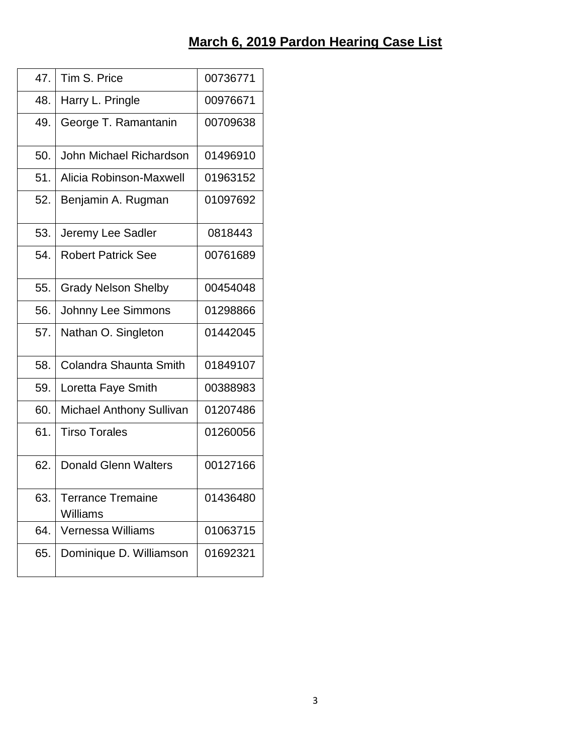# March 6, 2019 Pardon Hearing Case List

| | | |
|---|---|---|
| 47. | Tim S. Price | 00736771 |
| 48. | Harry L. Pringle | 00976671 |
| 49. | George T. Ramantanin | 00709638 |
| 50. | John Michael Richardson | 01496910 |
| 51. | Alicia Robinson-Maxwell | 01963152 |
| 52. | Benjamin A. Rugman | 01097692 |
| 53. | Jeremy Lee Sadler | 0818443 |
| 54. | Robert Patrick See | 00761689 |
| 55. | Grady Nelson Shelby | 00454048 |
| 56. | Johnny Lee Simmons | 01298866 |
| 57. | Nathan O. Singleton | 01442045 |
| 58. | Colandra Shaunta Smith | 01849107 |
| 59. | Loretta Faye Smith | 00388983 |
| 60. | Michael Anthony Sullivan | 01207486 |
| 61. | Tirso Torales | 01260056 |
| 62. | Donald Glenn Walters | 00127166 |
| 63. | Terrance Tremaine Williams | 01436480 |
| 64. | Vernessa Williams | 01063715 |
| 65. | Dominique D. Williamson | 01692321 |